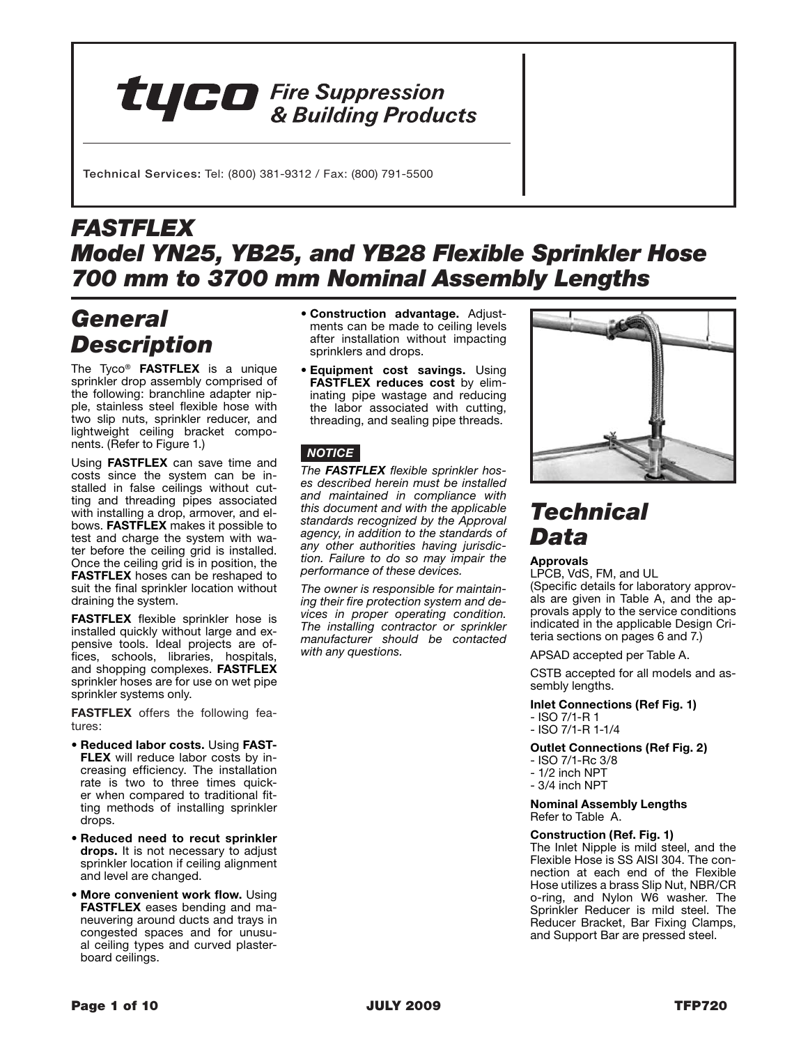**tyco** *Fire Suppression & Building Products*

Technical Services: Tel: (800) 381-9312 / Fax: (800) 791-5500

# *FASTFLEX Model YN25, YB25, and YB28 Flexible Sprinkler Hose 700 mm to 3700 mm Nominal Assembly Lengths*

## *General Description*

The Tyco® **FASTFLEX** is a unique sprinkler drop assembly comprised of the following: branchline adapter nipple, stainless steel flexible hose with two slip nuts, sprinkler reducer, and lightweight ceiling bracket components. (Refer to Figure 1.)

Using **FASTFLEX** can save time and costs since the system can be installed in false ceilings without cutting and threading pipes associated with installing a drop, armover, and elbows. **FASTFLEX** makes it possible to test and charge the system with water before the ceiling grid is installed. Once the ceiling grid is in position, the **FASTFLEX** hoses can be reshaped to suit the final sprinkler location without draining the system.

**FASTFLEX** flexible sprinkler hose is installed quickly without large and expensive tools. Ideal projects are offices, schools, libraries, hospitals, and shopping complexes. **FASTFLEX** sprinkler hoses are for use on wet pipe sprinkler systems only.

**FASTFLEX** offers the following features:

- **Reduced labor costs.** Using **FASTFLEX** will reduce labor costs by increasing efficiency. The installation rate is two to three times quicker when compared to traditional fitting methods of installing sprinkler drops.
- **Reduced need to recut sprinkler drops.** It is not necessary to adjust sprinkler location if ceiling alignment and level are changed.
- **More convenient work flow.** Using **FASTFLEX** eases bending and maneuvering around ducts and trays in congested spaces and for unusual ceiling types and curved plasterboard ceilings.
- **Construction advantage.** Adjustments can be made to ceiling levels after installation without impacting sprinklers and drops.
- **Equipment cost savings.** Using **FASTFLEX reduces cost** by eliminating pipe wastage and reducing the labor associated with cutting, threading, and sealing pipe threads.

***NOTICE***

*The **FASTFLEX** flexible sprinkler hoses described herein must be installed and maintained in compliance with this document and with the applicable standards recognized by the Approval agency, in addition to the standards of any other authorities having jurisdiction. Failure to do so may impair the performance of these devices.*

*The owner is responsible for maintaining their fire protection system and devices in proper operating condition. The installing contractor or sprinkler manufacturer should be contacted with any questions.*

## *Technical Data*

**Approvals**

LPCB, VdS, FM, and UL

(Specific details for laboratory approvals are given in Table A, and the approvals apply to the service conditions indicated in the applicable Design Criteria sections on pages 6 and 7.)

APSAD accepted per Table A.

CSTB accepted for all models and assembly lengths.

**Inlet Connections (Ref Fig. 1)**

- ISO 7/1-R 1
- ISO 7/1-R 1-1/4

**Outlet Connections (Ref Fig. 2)**

- ISO 7/1-Rc 3/8
- 1/2 inch NPT
- 3/4 inch NPT

**Nominal Assembly Lengths**

Refer to Table A.

**Construction (Ref. Fig. 1)**

The Inlet Nipple is mild steel, and the Flexible Hose is SS AISI 304. The connection at each end of the Flexible Hose utilizes a brass Slip Nut, NBR/CR o-ring, and Nylon W6 washer. The Sprinkler Reducer is mild steel. The Reducer Bracket, Bar Fixing Clamps, and Support Bar are pressed steel.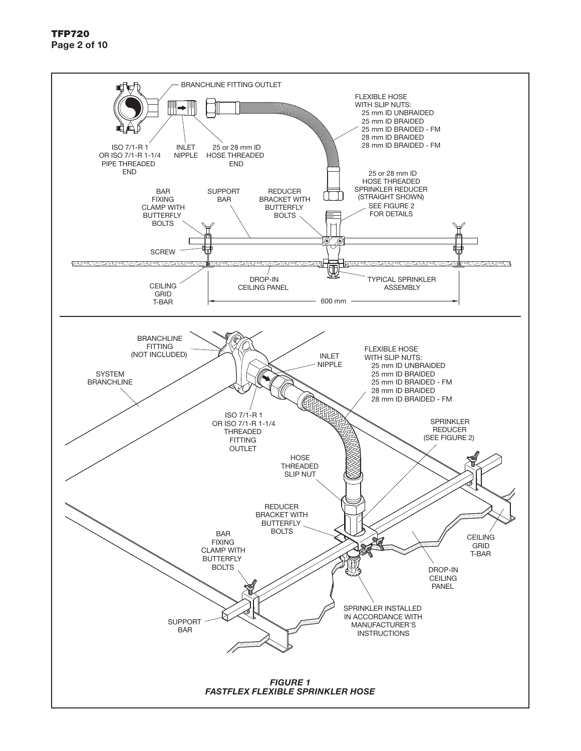BRANCHLINE FITTING OUTLET

FLEXIBLE HOSE WITH SLIP NUTS:
25 mm ID UNBRAIDED
25 mm ID BRAIDED
25 mm ID BRAIDED - FM
28 mm ID BRAIDED
28 mm ID BRAIDED - FM

ISO 7/1-R 1 OR ISO 7/1-R 1-1/4 PIPE THREADED END

INLET NIPPLE

25 or 28 mm ID HOSE THREADED END

25 or 28 mm ID HOSE THREADED SPRINKLER REDUCER (STRAIGHT SHOWN) SEE FIGURE 2 FOR DETAILS

BAR FIXING CLAMP WITH BUTTERFLY BOLTS

SUPPORT BAR

REDUCER BRACKET WITH BUTTERFLY BOLTS

SCREW

CEILING GRID T-BAR

DROP-IN CEILING PANEL

TYPICAL SPRINKLER ASSEMBLY

600 mm

BRANCHLINE FITTING (NOT INCLUDED)

SYSTEM BRANCHLINE

INLET NIPPLE

FLEXIBLE HOSE WITH SLIP NUTS:
25 mm ID UNBRAIDED
25 mm ID BRAIDED
25 mm ID BRAIDED - FM
28 mm ID BRAIDED
28 mm ID BRAIDED - FM

ISO 7/1-R 1 OR ISO 7/1-R 1-1/4 THREADED FITTING OUTLET

SPRINKLER REDUCER (SEE FIGURE 2)

HOSE THREADED SLIP NUT

REDUCER BRACKET WITH BUTTERFLY BOLTS

BAR FIXING CLAMP WITH BUTTERFLY BOLTS

CEILING GRID T-BAR

DROP-IN CEILING PANEL

SUPPORT BAR

SPRINKLER INSTALLED IN ACCORDANCE WITH MANUFACTURER'S INSTRUCTIONS

***FIGURE 1***
***FASTFLEX FLEXIBLE SPRINKLER HOSE***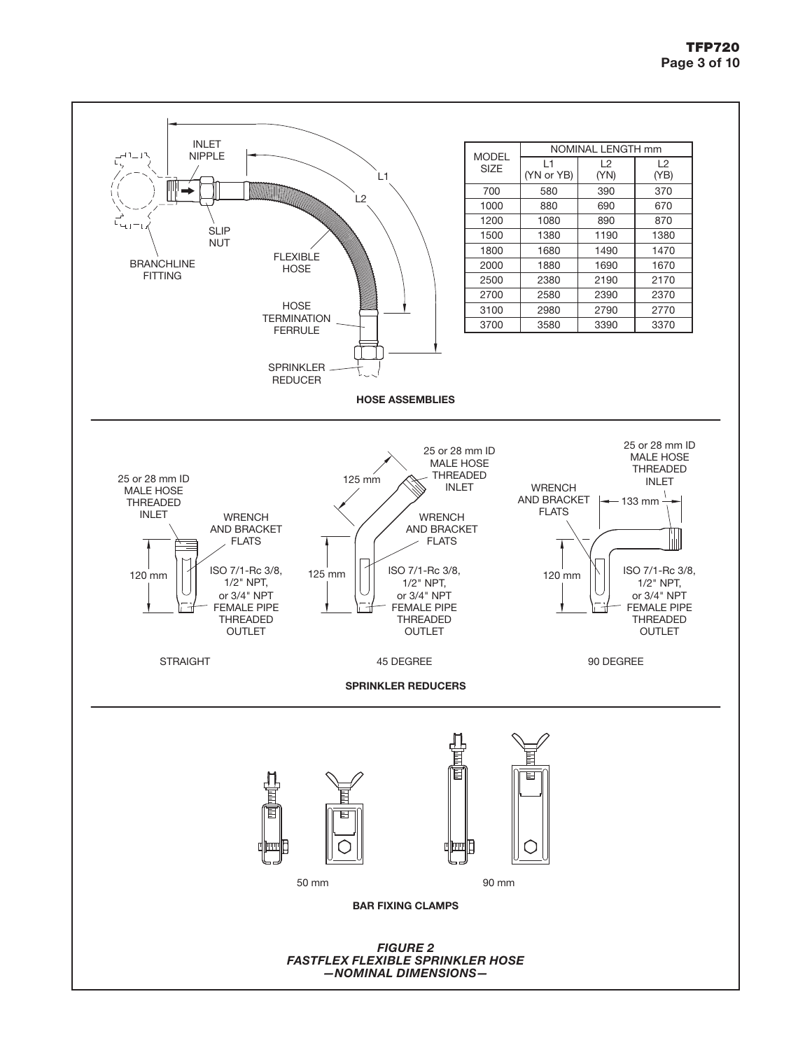| MODEL SIZE | NOMINAL LENGTH mm | | |
|---|---|---|---|
| | L1 (YN or YB) | L2 (YN) | L2 (YB) |
| 700 | 580 | 390 | 370 |
| 1000 | 880 | 690 | 670 |
| 1200 | 1080 | 890 | 870 |
| 1500 | 1380 | 1190 | 1380 |
| 1800 | 1680 | 1490 | 1470 |
| 2000 | 1880 | 1690 | 1670 |
| 2500 | 2380 | 2190 | 2170 |
| 2700 | 2580 | 2390 | 2370 |
| 3100 | 2980 | 2790 | 2770 |
| 3700 | 3580 | 3390 | 3370 |

INLET NIPPLE

SLIP NUT

BRANCHLINE FITTING

FLEXIBLE HOSE

HOSE TERMINATION FERRULE

SPRINKLER REDUCER

L1

L2

**HOSE ASSEMBLIES**

25 or 28 mm ID MALE HOSE THREADED INLET

WRENCH AND BRACKET FLATS

120 mm

ISO 7/1-Rc 3/8, 1/2" NPT, or 3/4" NPT FEMALE PIPE THREADED OUTLET

STRAIGHT

25 or 28 mm ID MALE HOSE THREADED INLET

125 mm

WRENCH AND BRACKET FLATS

125 mm

ISO 7/1-Rc 3/8, 1/2" NPT, or 3/4" NPT FEMALE PIPE THREADED OUTLET

45 DEGREE

25 or 28 mm ID MALE HOSE THREADED INLET

WRENCH AND BRACKET FLATS

133 mm

120 mm

ISO 7/1-Rc 3/8, 1/2" NPT, or 3/4" NPT FEMALE PIPE THREADED OUTLET

90 DEGREE

**SPRINKLER REDUCERS**

50 mm

90 mm

**BAR FIXING CLAMPS**

***FIGURE 2***
***FASTFLEX FLEXIBLE SPRINKLER HOSE***
***—NOMINAL DIMENSIONS—***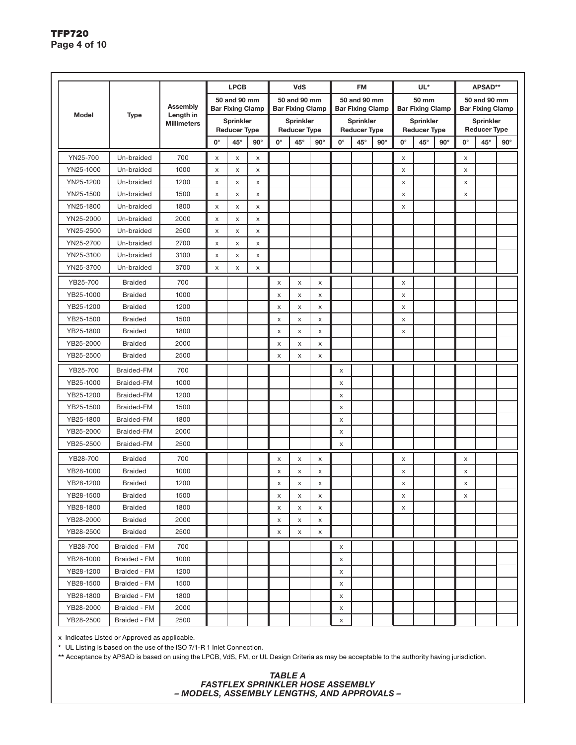| Model | Type | Assembly Length in Millimeters | LPCB 50 and 90 mm Bar Fixing Clamp Sprinkler Reducer Type | | | VdS 50 and 90 mm Bar Fixing Clamp Sprinkler Reducer Type | | | FM 50 and 90 mm Bar Fixing Clamp Sprinkler Reducer Type | | | UL* 50 mm Bar Fixing Clamp Sprinkler Reducer Type | | | APSAD** 50 and 90 mm Bar Fixing Clamp Sprinkler Reducer Type | | |
|---|---|---|---|---|---|---|---|---|---|---|---|---|---|---|---|---|---|
| | | | 0° | 45° | 90° | 0° | 45° | 90° | 0° | 45° | 90° | 0° | 45° | 90° | 0° | 45° | 90° |
| YN25-700 | Un-braided | 700 | x | x | x | | | | | | | x | | | x | | |
| YN25-1000 | Un-braided | 1000 | x | x | x | | | | | | | x | | | x | | |
| YN25-1200 | Un-braided | 1200 | x | x | x | | | | | | | x | | | x | | |
| YN25-1500 | Un-braided | 1500 | x | x | x | | | | | | | x | | | x | | |
| YN25-1800 | Un-braided | 1800 | x | x | x | | | | | | | x | | | | | |
| YN25-2000 | Un-braided | 2000 | x | x | x | | | | | | | | | | | | |
| YN25-2500 | Un-braided | 2500 | x | x | x | | | | | | | | | | | | |
| YN25-2700 | Un-braided | 2700 | x | x | x | | | | | | | | | | | | |
| YN25-3100 | Un-braided | 3100 | x | x | x | | | | | | | | | | | | |
| YN25-3700 | Un-braided | 3700 | x | x | x | | | | | | | | | | | | |
| YB25-700 | Braided | 700 | | | | x | x | x | | | | x | | | | | |
| YB25-1000 | Braided | 1000 | | | | x | x | x | | | | x | | | | | |
| YB25-1200 | Braided | 1200 | | | | x | x | x | | | | x | | | | | |
| YB25-1500 | Braided | 1500 | | | | x | x | x | | | | x | | | | | |
| YB25-1800 | Braided | 1800 | | | | x | x | x | | | | x | | | | | |
| YB25-2000 | Braided | 2000 | | | | x | x | x | | | | | | | | | |
| YB25-2500 | Braided | 2500 | | | | x | x | x | | | | | | | | | |
| YB25-700 | Braided-FM | 700 | | | | | | | x | | | | | | | | |
| YB25-1000 | Braided-FM | 1000 | | | | | | | x | | | | | | | | |
| YB25-1200 | Braided-FM | 1200 | | | | | | | x | | | | | | | | |
| YB25-1500 | Braided-FM | 1500 | | | | | | | x | | | | | | | | |
| YB25-1800 | Braided-FM | 1800 | | | | | | | x | | | | | | | | |
| YB25-2000 | Braided-FM | 2000 | | | | | | | x | | | | | | | | |
| YB25-2500 | Braided-FM | 2500 | | | | | | | x | | | | | | | | |
| YB28-700 | Braided | 700 | | | | x | x | x | | | | x | | | x | | |
| YB28-1000 | Braided | 1000 | | | | x | x | x | | | | x | | | x | | |
| YB28-1200 | Braided | 1200 | | | | x | x | x | | | | x | | | x | | |
| YB28-1500 | Braided | 1500 | | | | x | x | x | | | | x | | | x | | |
| YB28-1800 | Braided | 1800 | | | | x | x | x | | | | x | | | | | |
| YB28-2000 | Braided | 2000 | | | | x | x | x | | | | | | | | | |
| YB28-2500 | Braided | 2500 | | | | x | x | x | | | | | | | | | |
| YB28-700 | Braided - FM | 700 | | | | | | | x | | | | | | | | |
| YB28-1000 | Braided - FM | 1000 | | | | | | | x | | | | | | | | |
| YB28-1200 | Braided - FM | 1200 | | | | | | | x | | | | | | | | |
| YB28-1500 | Braided - FM | 1500 | | | | | | | x | | | | | | | | |
| YB28-1800 | Braided - FM | 1800 | | | | | | | x | | | | | | | | |
| YB28-2000 | Braided - FM | 2000 | | | | | | | x | | | | | | | | |
| YB28-2500 | Braided - FM | 2500 | | | | | | | x | | | | | | | | |

x Indicates Listed or Approved as applicable.

* UL Listing is based on the use of the ISO 7/1-R 1 Inlet Connection.

** Acceptance by APSAD is based on using the LPCB, VdS, FM, or UL Design Criteria as may be acceptable to the authority having jurisdiction.

***TABLE A***
***FASTFLEX SPRINKLER HOSE ASSEMBLY***
***– MODELS, ASSEMBLY LENGTHS, AND APPROVALS –***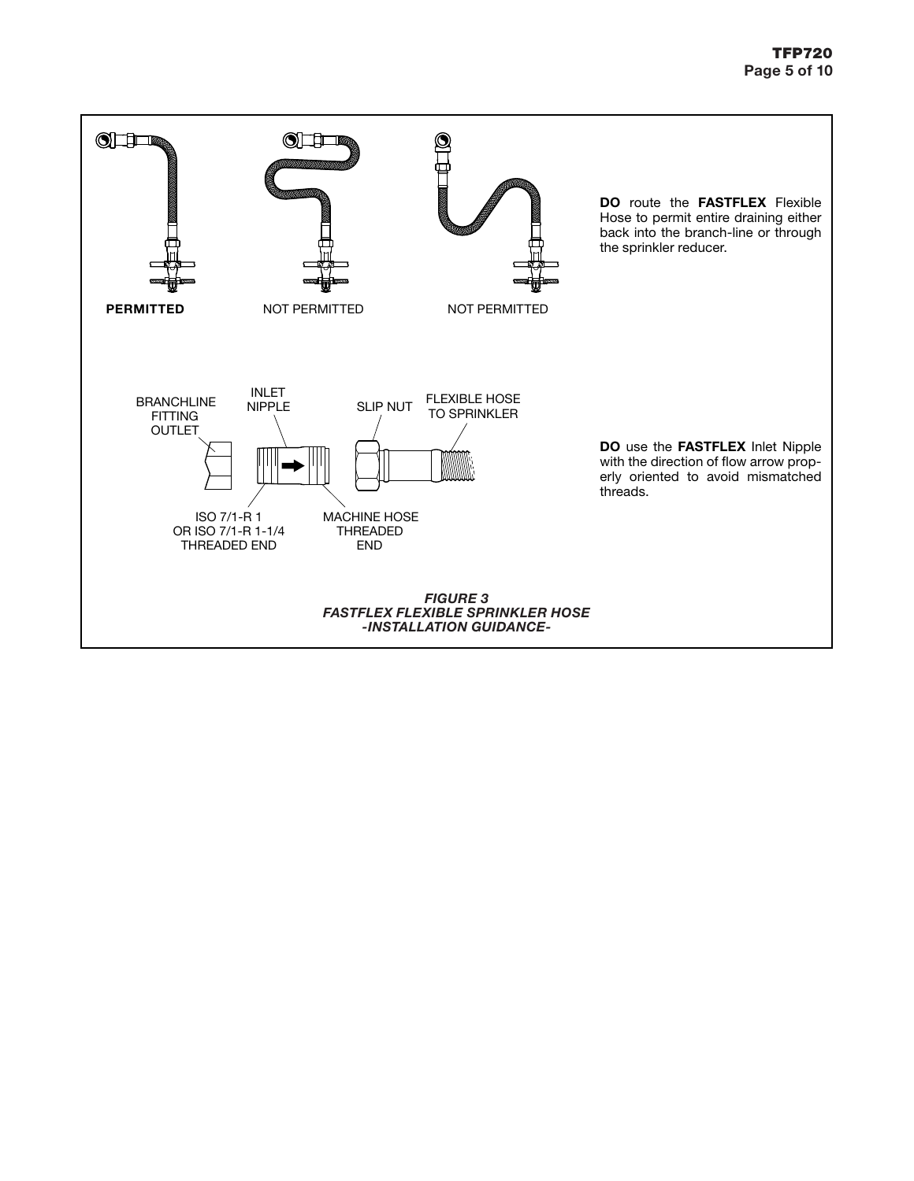**DO** route the **FASTFLEX** Flexible Hose to permit entire draining either back into the branch-line or through the sprinkler reducer.

**PERMITTED**

NOT PERMITTED

NOT PERMITTED

BRANCHLINE FITTING OUTLET

INLET NIPPLE

SLIP NUT

FLEXIBLE HOSE TO SPRINKLER

ISO 7/1-R 1 OR ISO 7/1-R 1-1/4 THREADED END

MACHINE HOSE THREADED END

**DO** use the **FASTFLEX** Inlet Nipple with the direction of flow arrow properly oriented to avoid mismatched threads.

***FIGURE 3***
***FASTFLEX FLEXIBLE SPRINKLER HOSE***
***-INSTALLATION GUIDANCE-***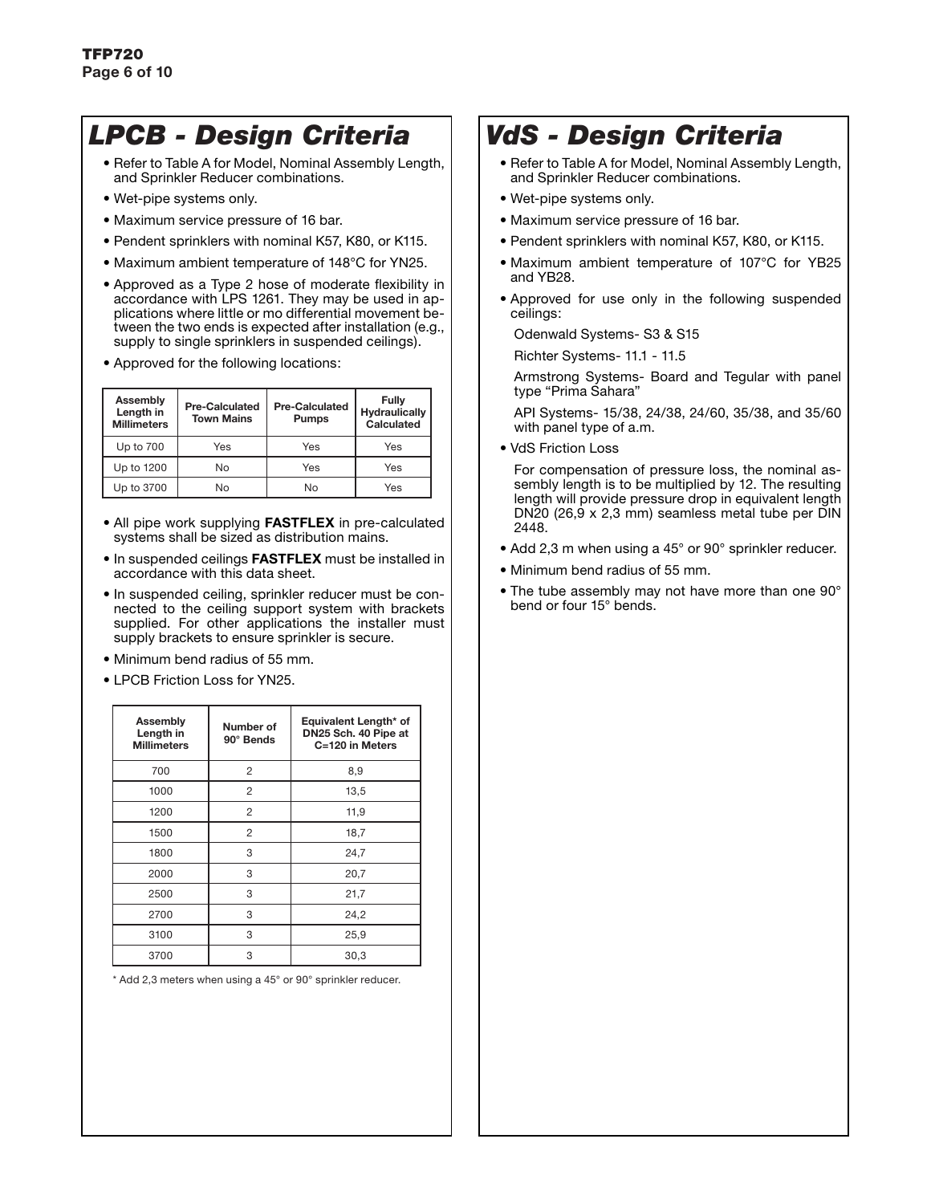# LPCB - Design Criteria

- Refer to Table A for Model, Nominal Assembly Length, and Sprinkler Reducer combinations.
- Wet-pipe systems only.
- Maximum service pressure of 16 bar.
- Pendent sprinklers with nominal K57, K80, or K115.
- Maximum ambient temperature of 148°C for YN25.
- Approved as a Type 2 hose of moderate flexibility in accordance with LPS 1261. They may be used in applications where little or mo differential movement between the two ends is expected after installation (e.g., supply to single sprinklers in suspended ceilings).
- Approved for the following locations:

| Assembly Length in Millimeters | Pre-Calculated Town Mains | Pre-Calculated Pumps | Fully Hydraulically Calculated |
|---|---|---|---|
| Up to 700 | Yes | Yes | Yes |
| Up to 1200 | No | Yes | Yes |
| Up to 3700 | No | No | Yes |

- All pipe work supplying **FASTFLEX** in pre-calculated systems shall be sized as distribution mains.
- In suspended ceilings **FASTFLEX** must be installed in accordance with this data sheet.
- In suspended ceiling, sprinkler reducer must be connected to the ceiling support system with brackets supplied. For other applications the installer must supply brackets to ensure sprinkler is secure.
- Minimum bend radius of 55 mm.
- LPCB Friction Loss for YN25.

| Assembly Length in Millimeters | Number of 90° Bends | Equivalent Length* of DN25 Sch. 40 Pipe at C=120 in Meters |
|---|---|---|
| 700 | 2 | 8,9 |
| 1000 | 2 | 13,5 |
| 1200 | 2 | 11,9 |
| 1500 | 2 | 18,7 |
| 1800 | 3 | 24,7 |
| 2000 | 3 | 20,7 |
| 2500 | 3 | 21,7 |
| 2700 | 3 | 24,2 |
| 3100 | 3 | 25,9 |
| 3700 | 3 | 30,3 |

\* Add 2,3 meters when using a 45° or 90° sprinkler reducer.

# VdS - Design Criteria

- Refer to Table A for Model, Nominal Assembly Length, and Sprinkler Reducer combinations.
- Wet-pipe systems only.
- Maximum service pressure of 16 bar.
- Pendent sprinklers with nominal K57, K80, or K115.
- Maximum ambient temperature of 107°C for YB25 and YB28.
- Approved for use only in the following suspended ceilings:

  Odenwald Systems- S3 & S15

  Richter Systems- 11.1 - 11.5

  Armstrong Systems- Board and Tegular with panel type "Prima Sahara"

  API Systems- 15/38, 24/38, 24/60, 35/38, and 35/60 with panel type of a.m.

- VdS Friction Loss

  For compensation of pressure loss, the nominal assembly length is to be multiplied by 12. The resulting length will provide pressure drop in equivalent length DN20 (26,9 x 2,3 mm) seamless metal tube per DIN 2448.

- Add 2,3 m when using a 45° or 90° sprinkler reducer.
- Minimum bend radius of 55 mm.
- The tube assembly may not have more than one 90° bend or four 15° bends.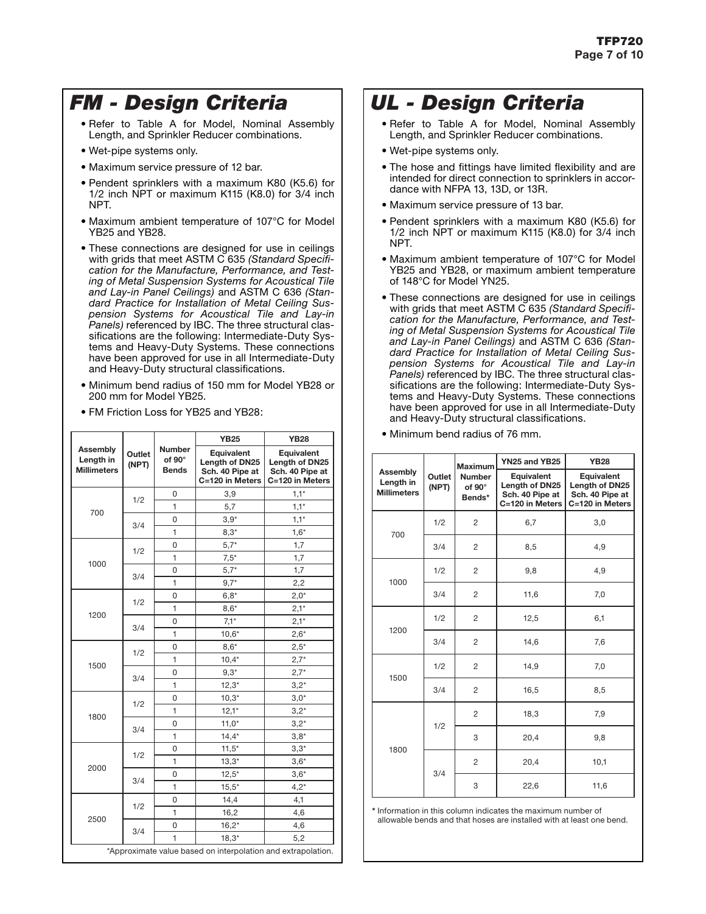# FM - Design Criteria

- Refer to Table A for Model, Nominal Assembly Length, and Sprinkler Reducer combinations.
- Wet-pipe systems only.
- Maximum service pressure of 12 bar.
- Pendent sprinklers with a maximum K80 (K5.6) for 1/2 inch NPT or maximum K115 (K8.0) for 3/4 inch NPT.
- Maximum ambient temperature of 107°C for Model YB25 and YB28.
- These connections are designed for use in ceilings with grids that meet ASTM C 635 *(Standard Specification for the Manufacture, Performance, and Testing of Metal Suspension Systems for Acoustical Tile and Lay-in Panel Ceilings)* and ASTM C 636 *(Standard Practice for Installation of Metal Ceiling Suspension Systems for Acoustical Tile and Lay-in Panels)* referenced by IBC. The three structural classifications are the following: Intermediate-Duty Systems and Heavy-Duty Systems. These connections have been approved for use in all Intermediate-Duty and Heavy-Duty structural classifications.
- Minimum bend radius of 150 mm for Model YB28 or 200 mm for Model YB25.
- FM Friction Loss for YB25 and YB28:

| Assembly Length in Millimeters | Outlet (NPT) | Number of 90° Bends | YB25 Equivalent Length of DN25 Sch. 40 Pipe at C=120 in Meters | YB28 Equivalent Length of DN25 Sch. 40 Pipe at C=120 in Meters |
|---|---|---|---|---|
| 700 | 1/2 | 0 | 3,9 | 1,1* |
| | | 1 | 5,7 | 1,1* |
| | 3/4 | 0 | 3,9* | 1,1* |
| | | 1 | 8,3* | 1,6* |
| 1000 | 1/2 | 0 | 5,7* | 1,7 |
| | | 1 | 7,5* | 1,7 |
| | 3/4 | 0 | 5,7* | 1,7 |
| | | 1 | 9,7* | 2,2 |
| 1200 | 1/2 | 0 | 6,8* | 2,0* |
| | | 1 | 8,6* | 2,1* |
| | 3/4 | 0 | 7,1* | 2,1* |
| | | 1 | 10,6* | 2,6* |
| 1500 | 1/2 | 0 | 8,6* | 2,5* |
| | | 1 | 10,4* | 2,7* |
| | 3/4 | 0 | 9,3* | 2,7* |
| | | 1 | 12,3* | 3,2* |
| 1800 | 1/2 | 0 | 10,3* | 3,0* |
| | | 1 | 12,1* | 3,2* |
| | 3/4 | 0 | 11,0* | 3,2* |
| | | 1 | 14,4* | 3,8* |
| 2000 | 1/2 | 0 | 11,5* | 3,3* |
| | | 1 | 13,3* | 3,6* |
| | 3/4 | 0 | 12,5* | 3,6* |
| | | 1 | 15,5* | 4,2* |
| 2500 | 1/2 | 0 | 14,4 | 4,1 |
| | | 1 | 16,2 | 4,6 |
| | 3/4 | 0 | 16,2* | 4,6 |
| | | 1 | 18,3* | 5,2 |

*Approximate value based on interpolation and extrapolation.

# UL - Design Criteria

- Refer to Table A for Model, Nominal Assembly Length, and Sprinkler Reducer combinations.
- Wet-pipe systems only.
- The hose and fittings have limited flexibility and are intended for direct connection to sprinklers in accordance with NFPA 13, 13D, or 13R.
- Maximum service pressure of 13 bar.
- Pendent sprinklers with a maximum K80 (K5.6) for 1/2 inch NPT or maximum K115 (K8.0) for 3/4 inch NPT.
- Maximum ambient temperature of 107°C for Model YB25 and YB28, or maximum ambient temperature of 148°C for Model YN25.
- These connections are designed for use in ceilings with grids that meet ASTM C 635 *(Standard Specification for the Manufacture, Performance, and Testing of Metal Suspension Systems for Acoustical Tile and Lay-in Panel Ceilings)* and ASTM C 636 *(Standard Practice for Installation of Metal Ceiling Suspension Systems for Acoustical Tile and Lay-in Panels)* referenced by IBC. The three structural classifications are the following: Intermediate-Duty Systems and Heavy-Duty Systems. These connections have been approved for use in all Intermediate-Duty and Heavy-Duty structural classifications.
- Minimum bend radius of 76 mm.

| Assembly Length in Millimeters | Outlet (NPT) | Maximum Number of 90° Bends* | YN25 and YB25 Equivalent Length of DN25 Sch. 40 Pipe at C=120 in Meters | YB28 Equivalent Length of DN25 Sch. 40 Pipe at C=120 in Meters |
|---|---|---|---|---|
| 700 | 1/2 | 2 | 6,7 | 3,0 |
| | 3/4 | 2 | 8,5 | 4,9 |
| 1000 | 1/2 | 2 | 9,8 | 4,9 |
| | 3/4 | 2 | 11,6 | 7,0 |
| 1200 | 1/2 | 2 | 12,5 | 6,1 |
| | 3/4 | 2 | 14,6 | 7,6 |
| 1500 | 1/2 | 2 | 14,9 | 7,0 |
| | 3/4 | 2 | 16,5 | 8,5 |
| 1800 | 1/2 | 2 | 18,3 | 7,9 |
| | | 3 | 20,4 | 9,8 |
| | 3/4 | 2 | 20,4 | 10,1 |
| | | 3 | 22,6 | 11,6 |

\* Information in this column indicates the maximum number of allowable bends and that hoses are installed with at least one bend.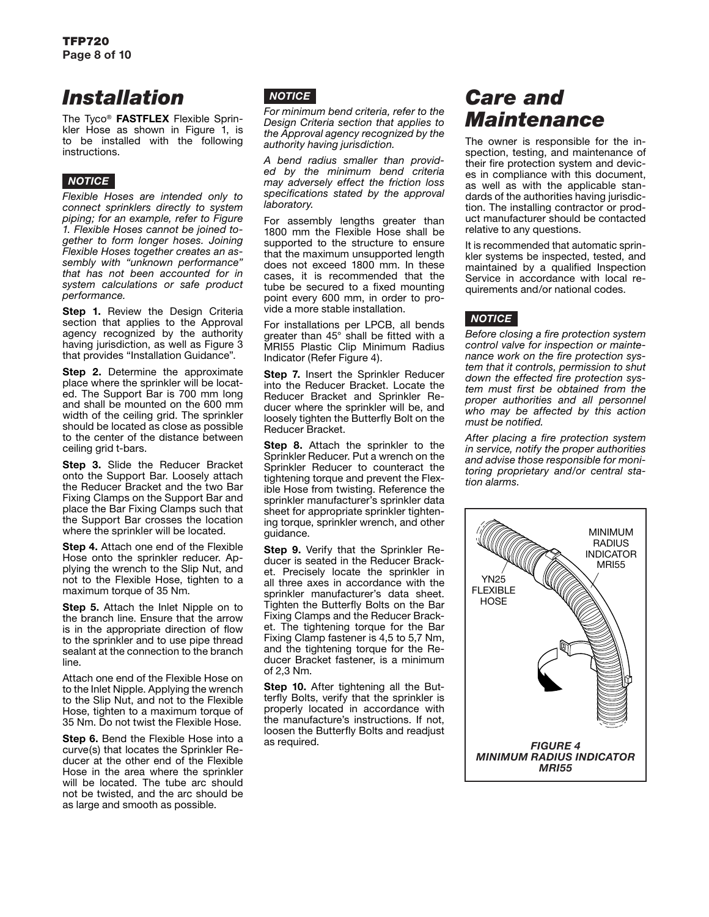# Installation

The Tyco® **FASTFLEX** Flexible Sprinkler Hose as shown in Figure 1, is to be installed with the following instructions.

***NOTICE***

*Flexible Hoses are intended only to connect sprinklers directly to system piping; for an example, refer to Figure 1. Flexible Hoses cannot be joined together to form longer hoses. Joining Flexible Hoses together creates an assembly with "unknown performance" that has not been accounted for in system calculations or safe product performance.*

**Step 1.** Review the Design Criteria section that applies to the Approval agency recognized by the authority having jurisdiction, as well as Figure 3 that provides "Installation Guidance".

**Step 2.** Determine the approximate place where the sprinkler will be located. The Support Bar is 700 mm long and shall be mounted on the 600 mm width of the ceiling grid. The sprinkler should be located as close as possible to the center of the distance between ceiling grid t-bars.

**Step 3.** Slide the Reducer Bracket onto the Support Bar. Loosely attach the Reducer Bracket and the two Bar Fixing Clamps on the Support Bar and place the Bar Fixing Clamps such that the Support Bar crosses the location where the sprinkler will be located.

**Step 4.** Attach one end of the Flexible Hose onto the sprinkler reducer. Applying the wrench to the Slip Nut, and not to the Flexible Hose, tighten to a maximum torque of 35 Nm.

**Step 5.** Attach the Inlet Nipple on to the branch line. Ensure that the arrow is in the appropriate direction of flow to the sprinkler and to use pipe thread sealant at the connection to the branch line.

Attach one end of the Flexible Hose on to the Inlet Nipple. Applying the wrench to the Slip Nut, and not to the Flexible Hose, tighten to a maximum torque of 35 Nm. Do not twist the Flexible Hose.

**Step 6.** Bend the Flexible Hose into a curve(s) that locates the Sprinkler Reducer at the other end of the Flexible Hose in the area where the sprinkler will be located. The tube arc should not be twisted, and the arc should be as large and smooth as possible.

***NOTICE***

*For minimum bend criteria, refer to the Design Criteria section that applies to the Approval agency recognized by the authority having jurisdiction.*

*A bend radius smaller than provided by the minimum bend criteria may adversely effect the friction loss specifications stated by the approval laboratory.*

For assembly lengths greater than 1800 mm the Flexible Hose shall be supported to the structure to ensure that the maximum unsupported length does not exceed 1800 mm. In these cases, it is recommended that the tube be secured to a fixed mounting point every 600 mm, in order to provide a more stable installation.

For installations per LPCB, all bends greater than 45° shall be fitted with a MRI55 Plastic Clip Minimum Radius Indicator (Refer Figure 4).

**Step 7.** Insert the Sprinkler Reducer into the Reducer Bracket. Locate the Reducer Bracket and Sprinkler Reducer where the sprinkler will be, and loosely tighten the Butterfly Bolt on the Reducer Bracket.

**Step 8.** Attach the sprinkler to the Sprinkler Reducer. Put a wrench on the Sprinkler Reducer to counteract the tightening torque and prevent the Flexible Hose from twisting. Reference the sprinkler manufacturer's sprinkler data sheet for appropriate sprinkler tightening torque, sprinkler wrench, and other guidance.

**Step 9.** Verify that the Sprinkler Reducer is seated in the Reducer Bracket. Precisely locate the sprinkler in all three axes in accordance with the sprinkler manufacturer's data sheet. Tighten the Butterfly Bolts on the Bar Fixing Clamps and the Reducer Bracket. The tightening torque for the Bar Fixing Clamp fastener is 4,5 to 5,7 Nm, and the tightening torque for the Reducer Bracket fastener, is a minimum of 2,3 Nm.

**Step 10.** After tightening all the Butterfly Bolts, verify that the sprinkler is properly located in accordance with the manufacture's instructions. If not, loosen the Butterfly Bolts and readjust as required.

# Care and Maintenance

The owner is responsible for the inspection, testing, and maintenance of their fire protection system and devices in compliance with this document, as well as with the applicable standards of the authorities having jurisdiction. The installing contractor or product manufacturer should be contacted relative to any questions.

It is recommended that automatic sprinkler systems be inspected, tested, and maintained by a qualified Inspection Service in accordance with local requirements and/or national codes.

***NOTICE***

*Before closing a fire protection system control valve for inspection or maintenance work on the fire protection system that it controls, permission to shut down the effected fire protection system must first be obtained from the proper authorities and all personnel who may be affected by this action must be notified.*

*After placing a fire protection system in service, notify the proper authorities and advise those responsible for monitoring proprietary and/or central station alarms.*

MINIMUM RADIUS INDICATOR MRI55

YN25 FLEXIBLE HOSE

***FIGURE 4***
***MINIMUM RADIUS INDICATOR MRI55***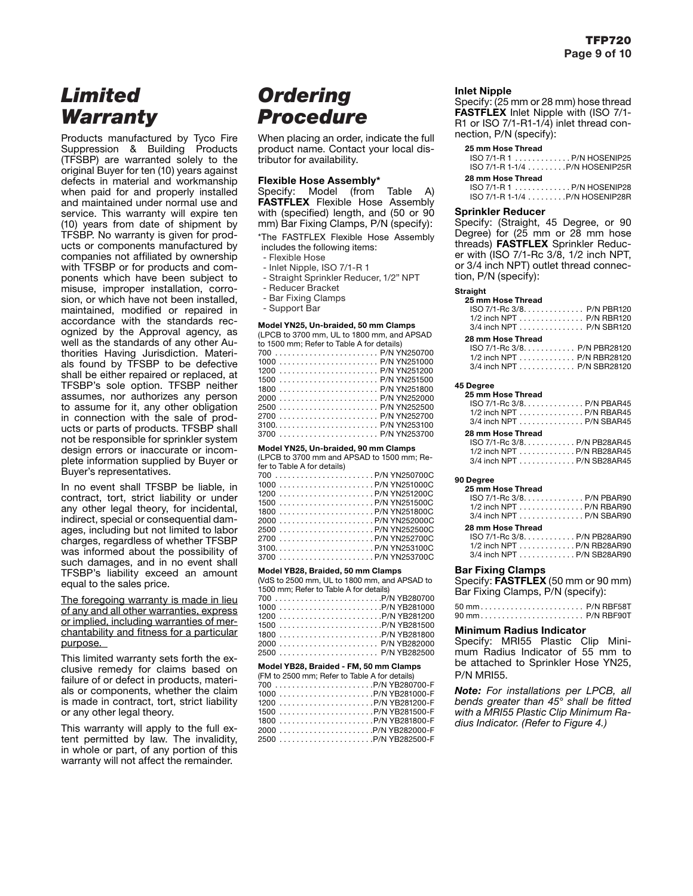# Limited Warranty

Products manufactured by Tyco Fire Suppression & Building Products (TFSBP) are warranted solely to the original Buyer for ten (10) years against defects in material and workmanship when paid for and properly installed and maintained under normal use and service. This warranty will expire ten (10) years from date of shipment by TFSBP. No warranty is given for products or components manufactured by companies not affiliated by ownership with TFSBP or for products and components which have been subject to misuse, improper installation, corrosion, or which have not been installed, maintained, modified or repaired in accordance with the standards recognized by the Approval agency, as well as the standards of any other Authorities Having Jurisdiction. Materials found by TFSBP to be defective shall be either repaired or replaced, at TFSBP's sole option. TFSBP neither assumes, nor authorizes any person to assume for it, any other obligation in connection with the sale of products or parts of products. TFSBP shall not be responsible for sprinkler system design errors or inaccurate or incomplete information supplied by Buyer or Buyer's representatives.

In no event shall TFSBP be liable, in contract, tort, strict liability or under any other legal theory, for incidental, indirect, special or consequential damages, including but not limited to labor charges, regardless of whether TFSBP was informed about the possibility of such damages, and in no event shall TFSBP's liability exceed an amount equal to the sales price.

The foregoing warranty is made in lieu of any and all other warranties, express or implied, including warranties of merchantability and fitness for a particular purpose.

This limited warranty sets forth the exclusive remedy for claims based on failure of or defect in products, materials or components, whether the claim is made in contract, tort, strict liability or any other legal theory.

This warranty will apply to the full extent permitted by law. The invalidity, in whole or part, of any portion of this warranty will not affect the remainder.

# Ordering Procedure

When placing an order, indicate the full product name. Contact your local distributor for availability.

### Flexible Hose Assembly*

Specify: Model (from Table A) **FASTFLEX** Flexible Hose Assembly with (specified) length, and (50 or 90 mm) Bar Fixing Clamps, P/N (specify):

*The FASTFLEX Flexible Hose Assembly includes the following items:
- Flexible Hose
- Inlet Nipple, ISO 7/1-R 1
- Straight Sprinkler Reducer, 1/2" NPT
- Reducer Bracket
- Bar Fixing Clamps
- Support Bar

**Model YN25, Un-braided, 50 mm Clamps**
(LPCB to 3700 mm, UL to 1800 mm, and APSAD to 1500 mm; Refer to Table A for details)

700 . . . . . . . . . . . . P/N YN250700
1000 . . . . . . . . . . . . P/N YN251000
1200 . . . . . . . . . . . . P/N YN251200
1500 . . . . . . . . . . . . P/N YN251500
1800 . . . . . . . . . . . . P/N YN251800
2000 . . . . . . . . . . . . P/N YN252000
2500 . . . . . . . . . . . . P/N YN252500
2700 . . . . . . . . . . . . P/N YN252700
3100 . . . . . . . . . . . . P/N YN253100
3700 . . . . . . . . . . . . P/N YN253700

**Model YN25, Un-braided, 90 mm Clamps**
(LPCB to 3700 mm and APSAD to 1500 mm; Refer to Table A for details)

700 . . . . . . . . . . . . P/N YN250700C
1000 . . . . . . . . . . . . P/N YN251000C
1200 . . . . . . . . . . . . P/N YN251200C
1500 . . . . . . . . . . . . P/N YN251500C
1800 . . . . . . . . . . . . P/N YN251800C
2000 . . . . . . . . . . . . P/N YN252000C
2500 . . . . . . . . . . . . P/N YN252500C
2700 . . . . . . . . . . . . P/N YN252700C
3100 . . . . . . . . . . . . P/N YN253100C
3700 . . . . . . . . . . . . P/N YN253700C

**Model YB28, Braided, 50 mm Clamps**
(VdS to 2500 mm, UL to 1800 mm, and APSAD to 1500 mm; Refer to Table A for details)

700 . . . . . . . . . . . . P/N YB280700
1000 . . . . . . . . . . . . P/N YB281000
1200 . . . . . . . . . . . . P/N YB281200
1500 . . . . . . . . . . . . P/N YB281500
1800 . . . . . . . . . . . . P/N YB281800
2000 . . . . . . . . . . . . P/N YB282000
2500 . . . . . . . . . . . . P/N YB282500

**Model YB28, Braided - FM, 50 mm Clamps**
(FM to 2500 mm; Refer to Table A for details)

700 . . . . . . . . . . . . P/N YB280700-F
1000 . . . . . . . . . . . . P/N YB281000-F
1200 . . . . . . . . . . . . P/N YB281200-F
1500 . . . . . . . . . . . . P/N YB281500-F
1800 . . . . . . . . . . . . P/N YB281800-F
2000 . . . . . . . . . . . . P/N YB282000-F
2500 . . . . . . . . . . . . P/N YB282500-F

### Inlet Nipple

Specify: (25 mm or 28 mm) hose thread **FASTFLEX** Inlet Nipple with (ISO 7/1-R1 or ISO 7/1-R1-1/4) inlet thread connection, P/N (specify):

**25 mm Hose Thread**
ISO 7/1-R 1 . . . . . . . . . . . . P/N HOSENIP25
ISO 7/1-R 1-1/4 . . . . . . . . . P/N HOSENIP25R

**28 mm Hose Thread**
ISO 7/1-R 1 . . . . . . . . . . . . P/N HOSENIP28
ISO 7/1-R 1-1/4 . . . . . . . . . P/N HOSENIP28R

### Sprinkler Reducer

Specify: (Straight, 45 Degree, or 90 Degree) for (25 mm or 28 mm hose threads) **FASTFLEX** Sprinkler Reducer with (ISO 7/1-Rc 3/8, 1/2 inch NPT, or 3/4 inch NPT) outlet thread connection, P/N (specify):

**Straight**

**25 mm Hose Thread**
ISO 7/1-Rc 3/8 . . . . . . . . . . . . P/N PBR120
1/2 inch NPT . . . . . . . . . . . . P/N RBR120
3/4 inch NPT . . . . . . . . . . . . P/N SBR120

**28 mm Hose Thread**
ISO 7/1-Rc 3/8 . . . . . . . . . . . . P/N PBR28120
1/2 inch NPT . . . . . . . . . . . . P/N RBR28120
3/4 inch NPT . . . . . . . . . . . . P/N SBR28120

**45 Degree**

**25 mm Hose Thread**
ISO 7/1-Rc 3/8 . . . . . . . . . . . . P/N PBAR45
1/2 inch NPT . . . . . . . . . . . . P/N RBAR45
3/4 inch NPT . . . . . . . . . . . . P/N SBAR45

**28 mm Hose Thread**
ISO 7/1-Rc 3/8 . . . . . . . . . . . . P/N PB28AR45
1/2 inch NPT . . . . . . . . . . . . P/N RB28AR45
3/4 inch NPT . . . . . . . . . . . . P/N SB28AR45

**90 Degree**

**25 mm Hose Thread**
ISO 7/1-Rc 3/8 . . . . . . . . . . . . P/N PBAR90
1/2 inch NPT . . . . . . . . . . . . P/N RBAR90
3/4 inch NPT . . . . . . . . . . . . P/N SBAR90

**28 mm Hose Thread**
ISO 7/1-Rc 3/8 . . . . . . . . . . . . P/N PB28AR90
1/2 inch NPT . . . . . . . . . . . . P/N RB28AR90
3/4 inch NPT . . . . . . . . . . . . P/N SB28AR90

### Bar Fixing Clamps

Specify: **FASTFLEX** (50 mm or 90 mm) Bar Fixing Clamps, P/N (specify):

50 mm . . . . . . . . . . . . P/N RBF58T
90 mm . . . . . . . . . . . . P/N RBF90T

### Minimum Radius Indicator

Specify: MRI55 Plastic Clip Minimum Radius Indicator of 55 mm to be attached to Sprinkler Hose YN25, P/N MRI55.

***Note:*** *For installations per LPCB, all bends greater than 45° shall be fitted with a MRI55 Plastic Clip Minimum Radius Indicator. (Refer to Figure 4.)*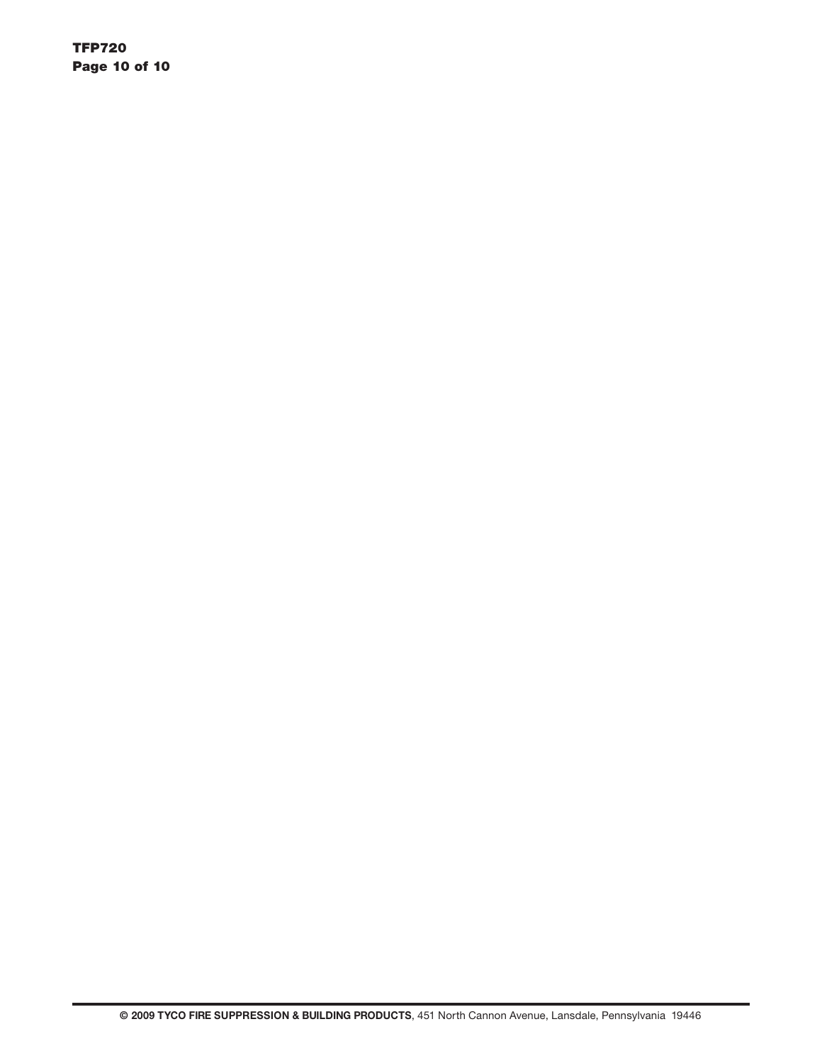**© 2009 TYCO FIRE SUPPRESSION & BUILDING PRODUCTS**, 451 North Cannon Avenue, Lansdale, Pennsylvania 19446